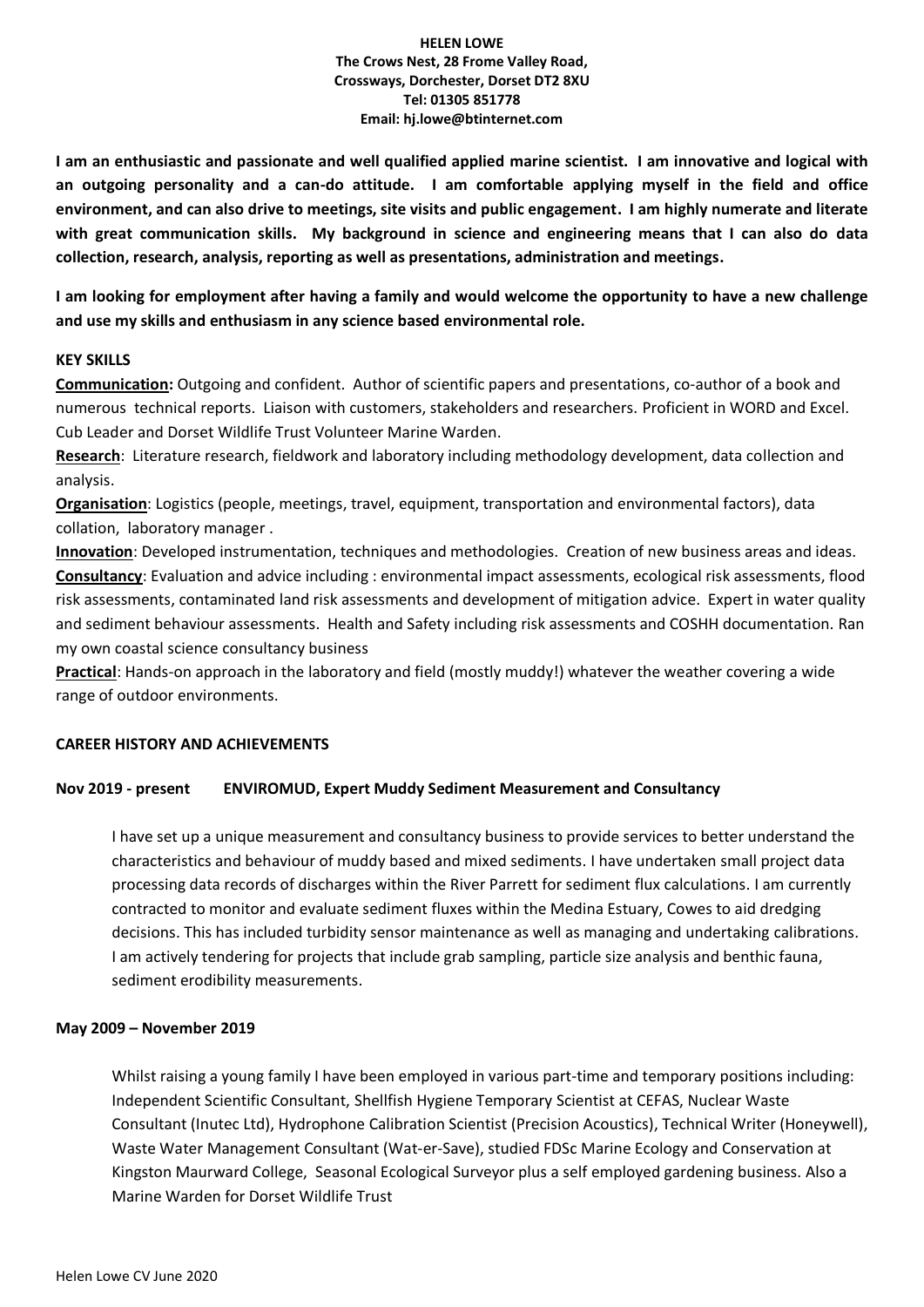**HELEN LOWE**
**The Crows Nest, 28 Frome Valley Road,**
**Crossways, Dorchester, Dorset DT2 8XU**
**Tel: 01305 851778**
**Email: hj.lowe@btinternet.com**

**I am an enthusiastic and passionate and well qualified applied marine scientist. I am innovative and logical with an outgoing personality and a can-do attitude. I am comfortable applying myself in the field and office environment, and can also drive to meetings, site visits and public engagement. I am highly numerate and literate with great communication skills. My background in science and engineering means that I can also do data collection, research, analysis, reporting as well as presentations, administration and meetings.**

**I am looking for employment after having a family and would welcome the opportunity to have a new challenge and use my skills and enthusiasm in any science based environmental role.**

## KEY SKILLS

**Communication:** Outgoing and confident. Author of scientific papers and presentations, co-author of a book and numerous technical reports. Liaison with customers, stakeholders and researchers. Proficient in WORD and Excel. Cub Leader and Dorset Wildlife Trust Volunteer Marine Warden.

**Research**: Literature research, fieldwork and laboratory including methodology development, data collection and analysis.

**Organisation**: Logistics (people, meetings, travel, equipment, transportation and environmental factors), data collation, laboratory manager .

**Innovation**: Developed instrumentation, techniques and methodologies. Creation of new business areas and ideas.

**Consultancy**: Evaluation and advice including : environmental impact assessments, ecological risk assessments, flood risk assessments, contaminated land risk assessments and development of mitigation advice. Expert in water quality and sediment behaviour assessments. Health and Safety including risk assessments and COSHH documentation. Ran my own coastal science consultancy business

**Practical**: Hands-on approach in the laboratory and field (mostly muddy!) whatever the weather covering a wide range of outdoor environments.

## CAREER HISTORY AND ACHIEVEMENTS

### Nov 2019 - present ENVIROMUD, Expert Muddy Sediment Measurement and Consultancy

I have set up a unique measurement and consultancy business to provide services to better understand the characteristics and behaviour of muddy based and mixed sediments. I have undertaken small project data processing data records of discharges within the River Parrett for sediment flux calculations. I am currently contracted to monitor and evaluate sediment fluxes within the Medina Estuary, Cowes to aid dredging decisions. This has included turbidity sensor maintenance as well as managing and undertaking calibrations. I am actively tendering for projects that include grab sampling, particle size analysis and benthic fauna, sediment erodibility measurements.

### May 2009 – November 2019

Whilst raising a young family I have been employed in various part-time and temporary positions including: Independent Scientific Consultant, Shellfish Hygiene Temporary Scientist at CEFAS, Nuclear Waste Consultant (Inutec Ltd), Hydrophone Calibration Scientist (Precision Acoustics), Technical Writer (Honeywell), Waste Water Management Consultant (Wat-er-Save), studied FDSc Marine Ecology and Conservation at Kingston Maurward College, Seasonal Ecological Surveyor plus a self employed gardening business. Also a Marine Warden for Dorset Wildlife Trust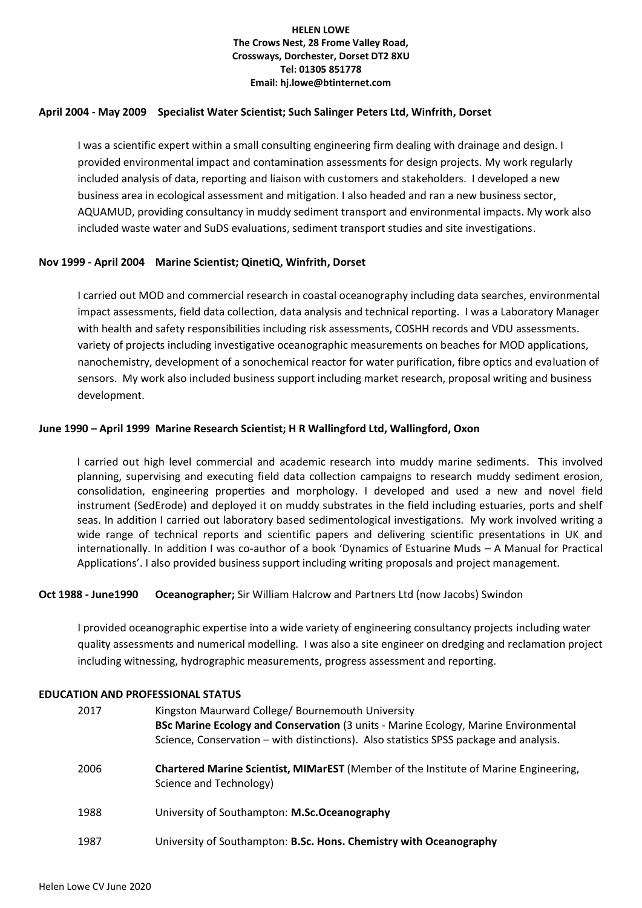**HELEN LOWE**
**The Crows Nest, 28 Frome Valley Road,**
**Crossways, Dorchester, Dorset DT2 8XU**
**Tel: 01305 851778**
**Email: hj.lowe@btinternet.com**

**April 2004 - May 2009 Specialist Water Scientist; Such Salinger Peters Ltd, Winfrith, Dorset**

I was a scientific expert within a small consulting engineering firm dealing with drainage and design. I provided environmental impact and contamination assessments for design projects. My work regularly included analysis of data, reporting and liaison with customers and stakeholders. I developed a new business area in ecological assessment and mitigation. I also headed and ran a new business sector, AQUAMUD, providing consultancy in muddy sediment transport and environmental impacts. My work also included waste water and SuDS evaluations, sediment transport studies and site investigations.

**Nov 1999 - April 2004 Marine Scientist; QinetiQ, Winfrith, Dorset**

I carried out MOD and commercial research in coastal oceanography including data searches, environmental impact assessments, field data collection, data analysis and technical reporting. I was a Laboratory Manager with health and safety responsibilities including risk assessments, COSHH records and VDU assessments. variety of projects including investigative oceanographic measurements on beaches for MOD applications, nanochemistry, development of a sonochemical reactor for water purification, fibre optics and evaluation of sensors. My work also included business support including market research, proposal writing and business development.

**June 1990 – April 1999 Marine Research Scientist; H R Wallingford Ltd, Wallingford, Oxon**

I carried out high level commercial and academic research into muddy marine sediments. This involved planning, supervising and executing field data collection campaigns to research muddy sediment erosion, consolidation, engineering properties and morphology. I developed and used a new and novel field instrument (SedErode) and deployed it on muddy substrates in the field including estuaries, ports and shelf seas. In addition I carried out laboratory based sedimentological investigations. My work involved writing a wide range of technical reports and scientific papers and delivering scientific presentations in UK and internationally. In addition I was co-author of a book 'Dynamics of Estuarine Muds – A Manual for Practical Applications'. I also provided business support including writing proposals and project management.

**Oct 1988 - June1990 Oceanographer;** Sir William Halcrow and Partners Ltd (now Jacobs) Swindon

I provided oceanographic expertise into a wide variety of engineering consultancy projects including water quality assessments and numerical modelling. I was also a site engineer on dredging and reclamation project including witnessing, hydrographic measurements, progress assessment and reporting.

**EDUCATION AND PROFESSIONAL STATUS**

| | |
|---|---|
| 2017 | Kingston Maurward College/ Bournemouth University<br>**BSc Marine Ecology and Conservation** (3 units - Marine Ecology, Marine Environmental Science, Conservation – with distinctions). Also statistics SPSS package and analysis. |
| 2006 | **Chartered Marine Scientist, MIMarEST** (Member of the Institute of Marine Engineering, Science and Technology) |
| 1988 | University of Southampton: **M.Sc.Oceanography** |
| 1987 | University of Southampton: **B.Sc. Hons. Chemistry with Oceanography** |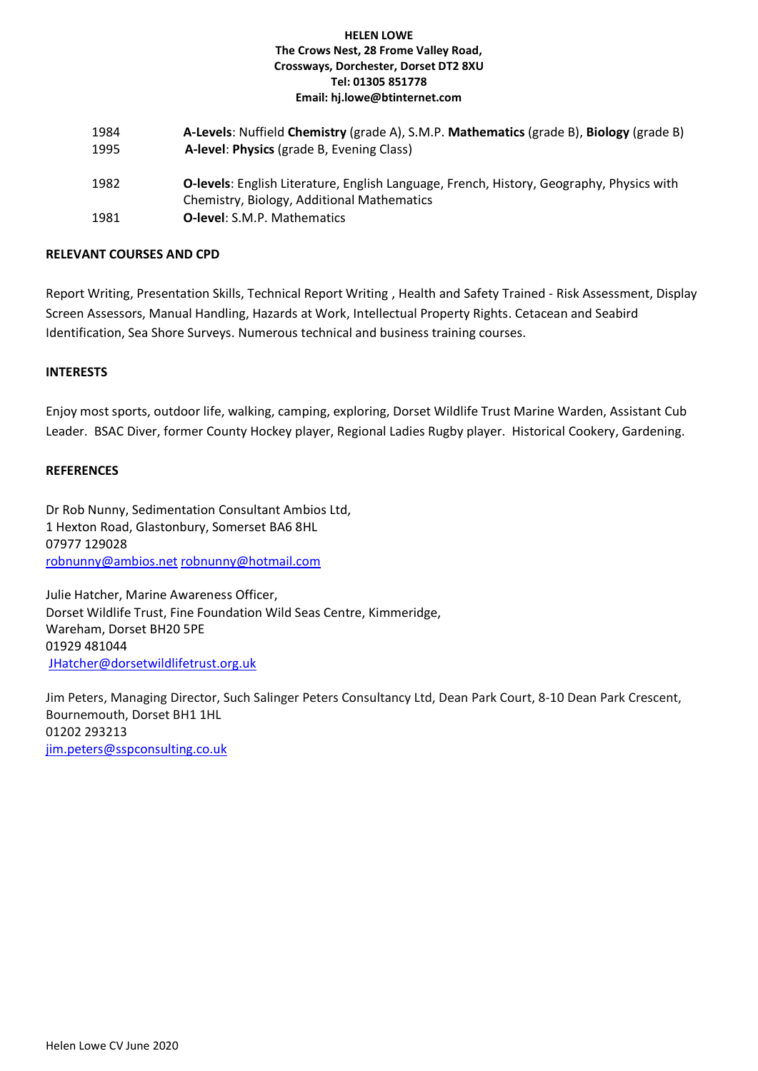**HELEN LOWE**
**The Crows Nest, 28 Frome Valley Road,**
**Crossways, Dorchester, Dorset DT2 8XU**
**Tel: 01305 851778**
**Email: hj.lowe@btinternet.com**

| | |
|---|---|
| 1984 | **A-Levels**: Nuffield **Chemistry** (grade A), S.M.P. **Mathematics** (grade B), **Biology** (grade B) |
| 1995 | **A-level**: **Physics** (grade B, Evening Class) |
| 1982 | **O-levels**: English Literature, English Language, French, History, Geography, Physics with Chemistry, Biology, Additional Mathematics |
| 1981 | **O-level**: S.M.P. Mathematics |

## RELEVANT COURSES AND CPD

Report Writing, Presentation Skills, Technical Report Writing , Health and Safety Trained - Risk Assessment, Display Screen Assessors, Manual Handling, Hazards at Work, Intellectual Property Rights. Cetacean and Seabird Identification, Sea Shore Surveys. Numerous technical and business training courses.

## INTERESTS

Enjoy most sports, outdoor life, walking, camping, exploring, Dorset Wildlife Trust Marine Warden, Assistant Cub Leader. BSAC Diver, former County Hockey player, Regional Ladies Rugby player. Historical Cookery, Gardening.

## REFERENCES

Dr Rob Nunny, Sedimentation Consultant Ambios Ltd,
1 Hexton Road, Glastonbury, Somerset BA6 8HL
07977 129028
robnunny@ambios.net robnunny@hotmail.com

Julie Hatcher, Marine Awareness Officer,
Dorset Wildlife Trust, Fine Foundation Wild Seas Centre, Kimmeridge,
Wareham, Dorset BH20 5PE
01929 481044
JHatcher@dorsetwildlifetrust.org.uk

Jim Peters, Managing Director, Such Salinger Peters Consultancy Ltd, Dean Park Court, 8-10 Dean Park Crescent, Bournemouth, Dorset BH1 1HL
01202 293213
jim.peters@sspconsulting.co.uk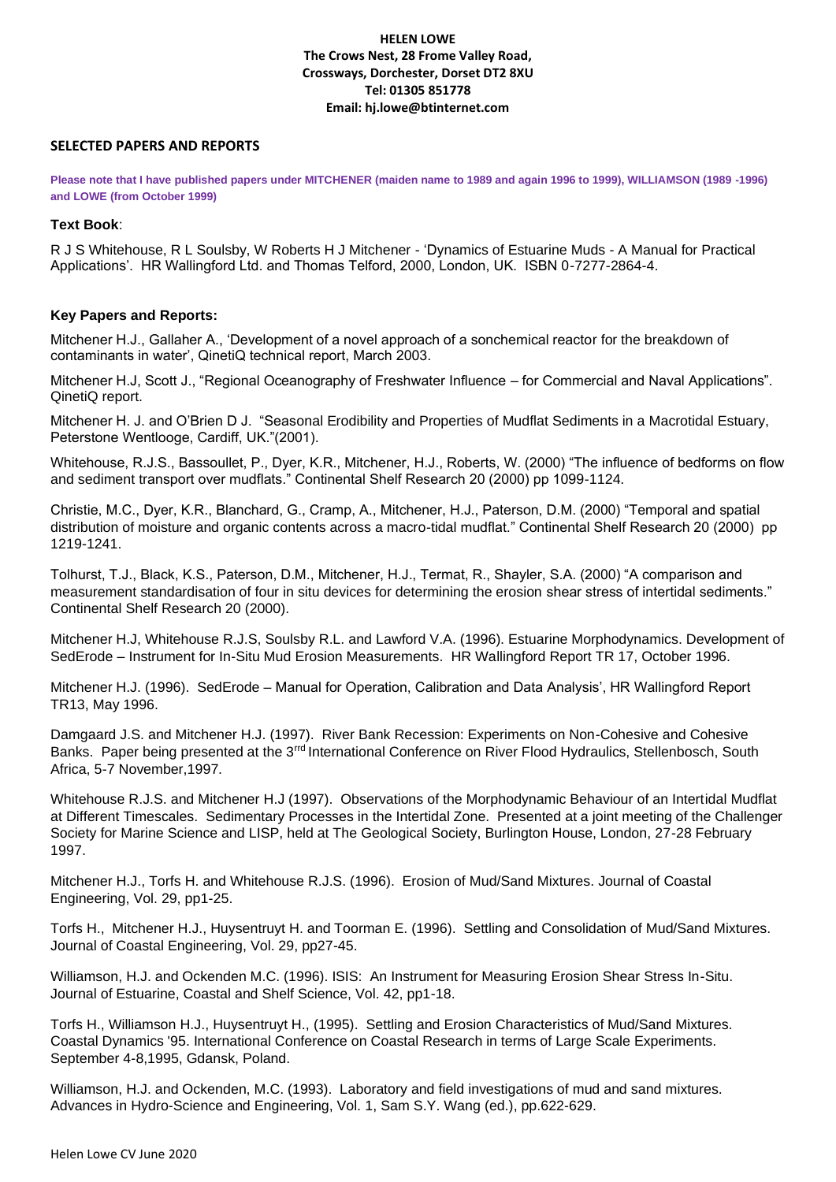**HELEN LOWE**
**The Crows Nest, 28 Frome Valley Road,**
**Crossways, Dorchester, Dorset DT2 8XU**
**Tel: 01305 851778**
**Email: hj.lowe@btinternet.com**

## SELECTED PAPERS AND REPORTS

**Please note that I have published papers under MITCHENER (maiden name to 1989 and again 1996 to 1999), WILLIAMSON (1989 -1996) and LOWE (from October 1999)**

**Text Book**:

R J S Whitehouse, R L Soulsby, W Roberts H J Mitchener - 'Dynamics of Estuarine Muds - A Manual for Practical Applications'. HR Wallingford Ltd. and Thomas Telford, 2000, London, UK. ISBN 0-7277-2864-4.

**Key Papers and Reports:**

Mitchener H.J., Gallaher A., 'Development of a novel approach of a sonchemical reactor for the breakdown of contaminants in water', QinetiQ technical report, March 2003.

Mitchener H.J, Scott J., "Regional Oceanography of Freshwater Influence – for Commercial and Naval Applications". QinetiQ report.

Mitchener H. J. and O'Brien D J. "Seasonal Erodibility and Properties of Mudflat Sediments in a Macrotidal Estuary, Peterstone Wentlooge, Cardiff, UK."(2001).

Whitehouse, R.J.S., Bassoullet, P., Dyer, K.R., Mitchener, H.J., Roberts, W. (2000) "The influence of bedforms on flow and sediment transport over mudflats." Continental Shelf Research 20 (2000) pp 1099-1124.

Christie, M.C., Dyer, K.R., Blanchard, G., Cramp, A., Mitchener, H.J., Paterson, D.M. (2000) "Temporal and spatial distribution of moisture and organic contents across a macro-tidal mudflat." Continental Shelf Research 20 (2000) pp 1219-1241.

Tolhurst, T.J., Black, K.S., Paterson, D.M., Mitchener, H.J., Termat, R., Shayler, S.A. (2000) "A comparison and measurement standardisation of four in situ devices for determining the erosion shear stress of intertidal sediments." Continental Shelf Research 20 (2000).

Mitchener H.J, Whitehouse R.J.S, Soulsby R.L. and Lawford V.A. (1996). Estuarine Morphodynamics. Development of SedErode – Instrument for In-Situ Mud Erosion Measurements. HR Wallingford Report TR 17, October 1996.

Mitchener H.J. (1996). SedErode – Manual for Operation, Calibration and Data Analysis', HR Wallingford Report TR13, May 1996.

Damgaard J.S. and Mitchener H.J. (1997). River Bank Recession: Experiments on Non-Cohesive and Cohesive Banks. Paper being presented at the 3[rrd] International Conference on River Flood Hydraulics, Stellenbosch, South Africa, 5-7 November,1997.

Whitehouse R.J.S. and Mitchener H.J (1997). Observations of the Morphodynamic Behaviour of an Intertidal Mudflat at Different Timescales. Sedimentary Processes in the Intertidal Zone. Presented at a joint meeting of the Challenger Society for Marine Science and LISP, held at The Geological Society, Burlington House, London, 27-28 February 1997.

Mitchener H.J., Torfs H. and Whitehouse R.J.S. (1996). Erosion of Mud/Sand Mixtures. Journal of Coastal Engineering, Vol. 29, pp1-25.

Torfs H., Mitchener H.J., Huysentruyt H. and Toorman E. (1996). Settling and Consolidation of Mud/Sand Mixtures. Journal of Coastal Engineering, Vol. 29, pp27-45.

Williamson, H.J. and Ockenden M.C. (1996). ISIS: An Instrument for Measuring Erosion Shear Stress In-Situ. Journal of Estuarine, Coastal and Shelf Science, Vol. 42, pp1-18.

Torfs H., Williamson H.J., Huysentruyt H., (1995). Settling and Erosion Characteristics of Mud/Sand Mixtures. Coastal Dynamics '95. International Conference on Coastal Research in terms of Large Scale Experiments. September 4-8,1995, Gdansk, Poland.

Williamson, H.J. and Ockenden, M.C. (1993). Laboratory and field investigations of mud and sand mixtures. Advances in Hydro-Science and Engineering, Vol. 1, Sam S.Y. Wang (ed.), pp.622-629.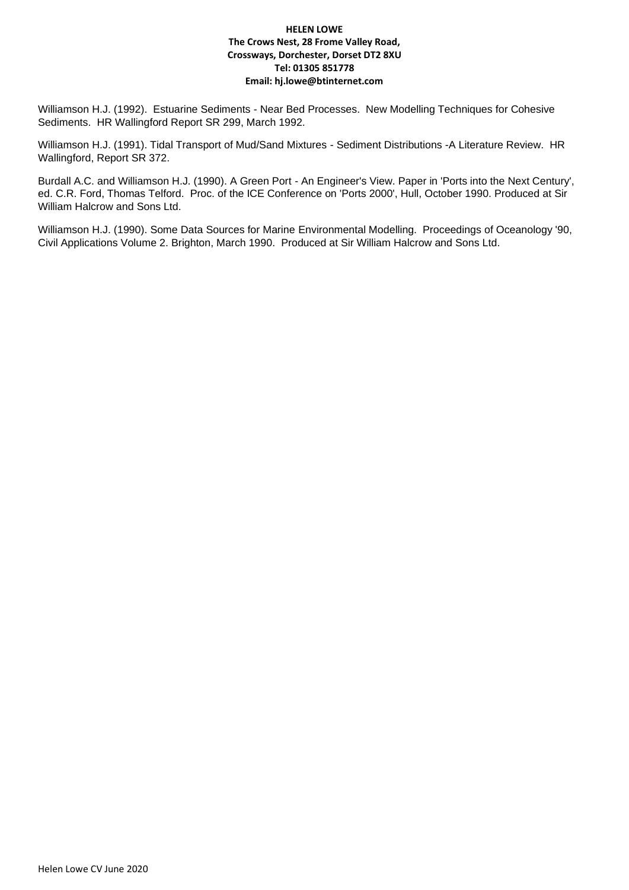Williamson H.J. (1992). Estuarine Sediments - Near Bed Processes. New Modelling Techniques for Cohesive Sediments. HR Wallingford Report SR 299, March 1992.

Williamson H.J. (1991). Tidal Transport of Mud/Sand Mixtures - Sediment Distributions -A Literature Review. HR Wallingford, Report SR 372.

Burdall A.C. and Williamson H.J. (1990). A Green Port - An Engineer's View. Paper in 'Ports into the Next Century', ed. C.R. Ford, Thomas Telford. Proc. of the ICE Conference on 'Ports 2000', Hull, October 1990. Produced at Sir William Halcrow and Sons Ltd.

Williamson H.J. (1990). Some Data Sources for Marine Environmental Modelling. Proceedings of Oceanology '90, Civil Applications Volume 2. Brighton, March 1990. Produced at Sir William Halcrow and Sons Ltd.